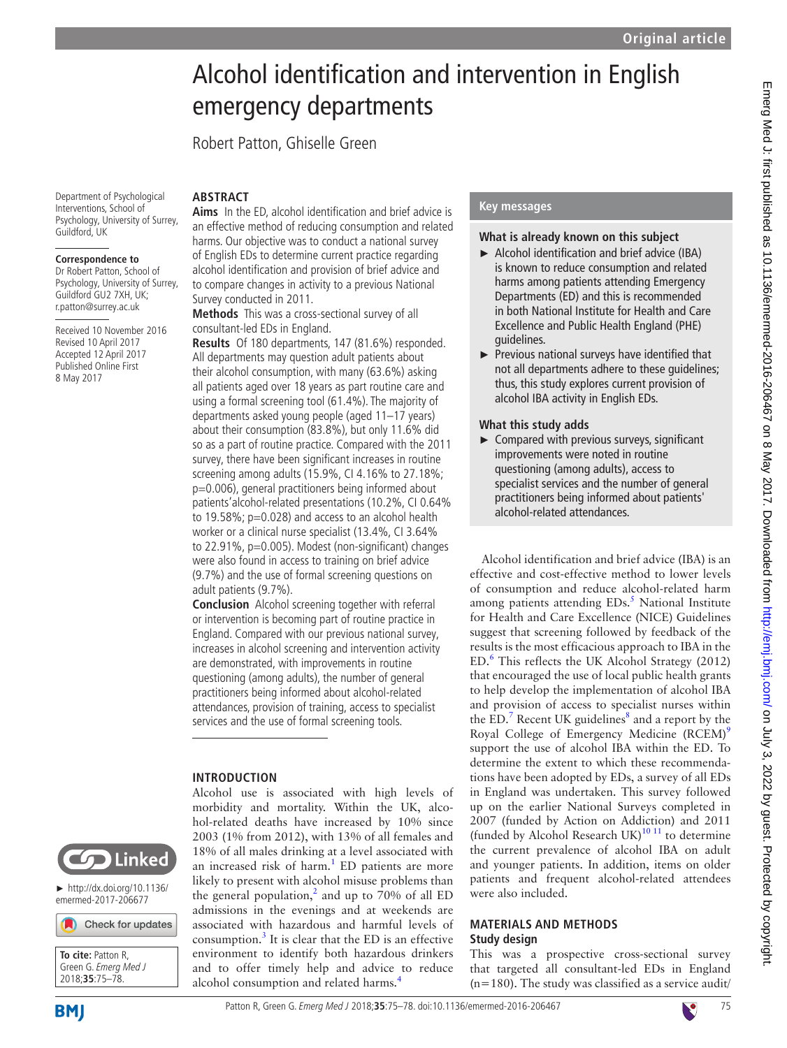# Alcohol identification and intervention in English emergency departments

Robert Patton, Ghiselle Green

Department of Psychological Interventions, School of Psychology, University of Surrey, Guildford, UK

**Correspondence to**
Dr Robert Patton, School of Psychology, University of Surrey, Guildford GU2 7XH, UK; r.patton@surrey.ac.uk

Received 10 November 2016
Revised 10 April 2017
Accepted 12 April 2017
Published Online First 8 May 2017

► http://dx.doi.org/10.1136/emermed-2017-206677

**To cite:** Patton R, Green G. *Emerg Med J* 2018;**35**:75–78.

## ABSTRACT

**Aims** In the ED, alcohol identification and brief advice is an effective method of reducing consumption and related harms. Our objective was to conduct a national survey of English EDs to determine current practice regarding alcohol identification and provision of brief advice and to compare changes in activity to a previous National Survey conducted in 2011.

**Methods** This was a cross-sectional survey of all consultant-led EDs in England.

**Results** Of 180 departments, 147 (81.6%) responded. All departments may question adult patients about their alcohol consumption, with many (63.6%) asking all patients aged over 18 years as part routine care and using a formal screening tool (61.4%). The majority of departments asked young people (aged 11–17 years) about their consumption (83.8%), but only 11.6% did so as a part of routine practice. Compared with the 2011 survey, there have been significant increases in routine screening among adults (15.9%, CI 4.16% to 27.18%; p=0.006), general practitioners being informed about patients'alcohol-related presentations (10.2%, CI 0.64% to 19.58%; p=0.028) and access to an alcohol health worker or a clinical nurse specialist (13.4%, CI 3.64% to 22.91%, p=0.005). Modest (non-significant) changes were also found in access to training on brief advice (9.7%) and the use of formal screening questions on adult patients (9.7%).

**Conclusion** Alcohol screening together with referral or intervention is becoming part of routine practice in England. Compared with our previous national survey, increases in alcohol screening and intervention activity are demonstrated, with improvements in routine questioning (among adults), the number of general practitioners being informed about alcohol-related attendances, provision of training, access to specialist services and the use of formal screening tools.

## Key messages

### What is already known on this subject

- Alcohol identification and brief advice (IBA) is known to reduce consumption and related harms among patients attending Emergency Departments (ED) and this is recommended in both National Institute for Health and Care Excellence and Public Health England (PHE) guidelines.
- Previous national surveys have identified that not all departments adhere to these guidelines; thus, this study explores current provision of alcohol IBA activity in English EDs.

### What this study adds

- Compared with previous surveys, significant improvements were noted in routine questioning (among adults), access to specialist services and the number of general practitioners being informed about patients' alcohol-related attendances.

## INTRODUCTION

Alcohol use is associated with high levels of morbidity and mortality. Within the UK, alcohol-related deaths have increased by 10% since 2003 (1% from 2012), with 13% of all females and 18% of all males drinking at a level associated with an increased risk of harm.[1] ED patients are more likely to present with alcohol misuse problems than the general population,[2] and up to 70% of all ED admissions in the evenings and at weekends are associated with hazardous and harmful levels of consumption.[3] It is clear that the ED is an effective environment to identify both hazardous drinkers and to offer timely help and advice to reduce alcohol consumption and related harms.[4]

Alcohol identification and brief advice (IBA) is an effective and cost-effective method to lower levels of consumption and reduce alcohol-related harm among patients attending EDs.[5] National Institute for Health and Care Excellence (NICE) Guidelines suggest that screening followed by feedback of the results is the most efficacious approach to IBA in the ED.[6] This reflects the UK Alcohol Strategy (2012) that encouraged the use of local public health grants to help develop the implementation of alcohol IBA and provision of access to specialist nurses within the ED.[7] Recent UK guidelines[8] and a report by the Royal College of Emergency Medicine (RCEM)[9] support the use of alcohol IBA within the ED. To determine the extent to which these recommendations have been adopted by EDs, a survey of all EDs in England was undertaken. This survey followed up on the earlier National Surveys completed in 2007 (funded by Action on Addiction) and 2011 (funded by Alcohol Research UK)[10,11] to determine the current prevalence of alcohol IBA on adult and younger patients. In addition, items on older patients and frequent alcohol-related attendees were also included.

## MATERIALS AND METHODS

### Study design

This was a prospective cross-sectional survey that targeted all consultant-led EDs in England (n=180). The study was classified as a service audit/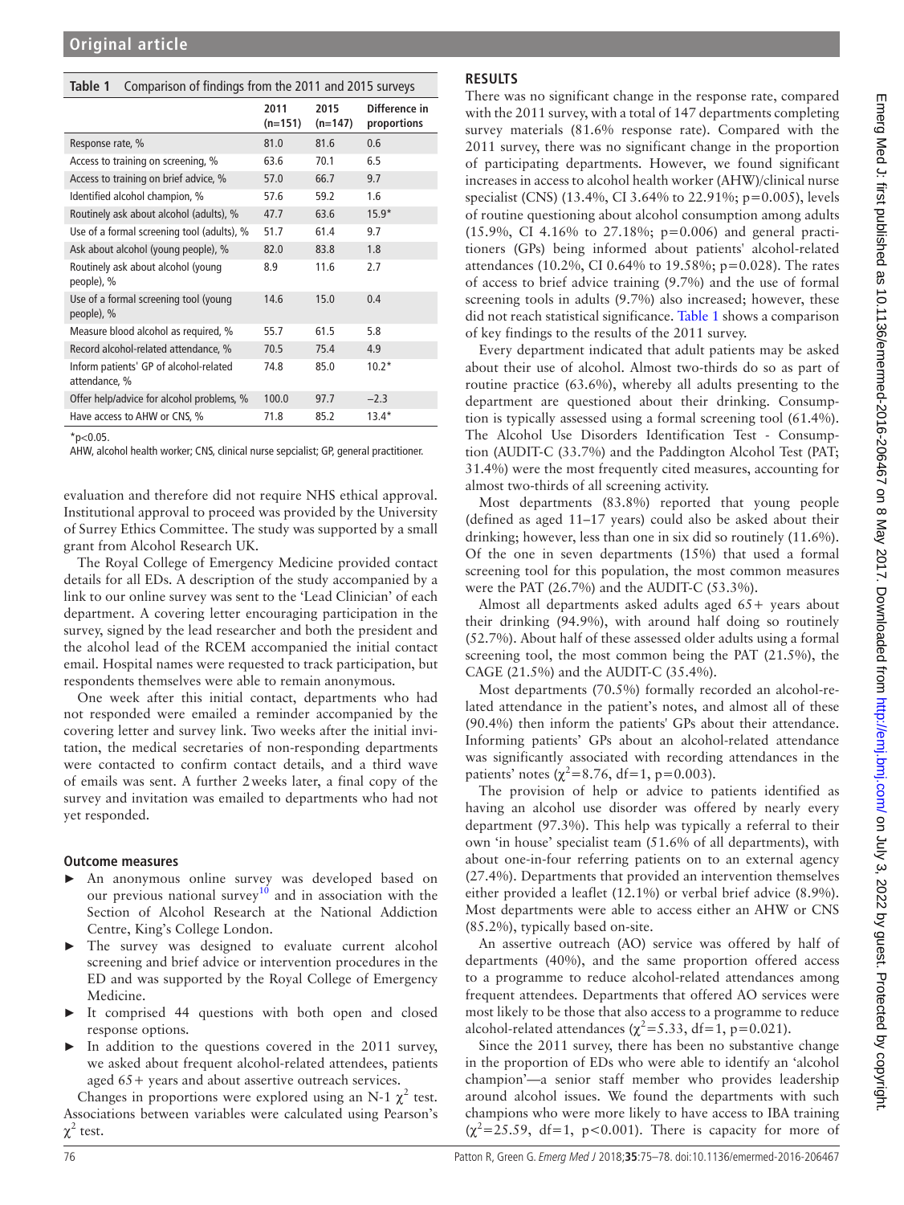**Table 1** Comparison of findings from the 2011 and 2015 surveys

| | 2011 (n=151) | 2015 (n=147) | Difference in proportions |
|---|---|---|---|
| Response rate, % | 81.0 | 81.6 | 0.6 |
| Access to training on screening, % | 63.6 | 70.1 | 6.5 |
| Access to training on brief advice, % | 57.0 | 66.7 | 9.7 |
| Identified alcohol champion, % | 57.6 | 59.2 | 1.6 |
| Routinely ask about alcohol (adults), % | 47.7 | 63.6 | 15.9* |
| Use of a formal screening tool (adults), % | 51.7 | 61.4 | 9.7 |
| Ask about alcohol (young people), % | 82.0 | 83.8 | 1.8 |
| Routinely ask about alcohol (young people), % | 8.9 | 11.6 | 2.7 |
| Use of a formal screening tool (young people), % | 14.6 | 15.0 | 0.4 |
| Measure blood alcohol as required, % | 55.7 | 61.5 | 5.8 |
| Record alcohol-related attendance, % | 70.5 | 75.4 | 4.9 |
| Inform patients' GP of alcohol-related attendance, % | 74.8 | 85.0 | 10.2* |
| Offer help/advice for alcohol problems, % | 100.0 | 97.7 | −2.3 |
| Have access to AHW or CNS, % | 71.8 | 85.2 | 13.4* |

*$p<0.05$.

AHW, alcohol health worker; CNS, clinical nurse sepcialist; GP, general practitioner.

evaluation and therefore did not require NHS ethical approval. Institutional approval to proceed was provided by the University of Surrey Ethics Committee. The study was supported by a small grant from Alcohol Research UK.

The Royal College of Emergency Medicine provided contact details for all EDs. A description of the study accompanied by a link to our online survey was sent to the 'Lead Clinician' of each department. A covering letter encouraging participation in the survey, signed by the lead researcher and both the president and the alcohol lead of the RCEM accompanied the initial contact email. Hospital names were requested to track participation, but respondents themselves were able to remain anonymous.

One week after this initial contact, departments who had not responded were emailed a reminder accompanied by the covering letter and survey link. Two weeks after the initial invitation, the medical secretaries of non-responding departments were contacted to confirm contact details, and a third wave of emails was sent. A further 2 weeks later, a final copy of the survey and invitation was emailed to departments who had not yet responded.

### Outcome measures

- An anonymous online survey was developed based on our previous national survey[10] and in association with the Section of Alcohol Research at the National Addiction Centre, King's College London.
- The survey was designed to evaluate current alcohol screening and brief advice or intervention procedures in the ED and was supported by the Royal College of Emergency Medicine.
- It comprised 44 questions with both open and closed response options.
- In addition to the questions covered in the 2011 survey, we asked about frequent alcohol-related attendees, patients aged 65+ years and about assertive outreach services.

Changes in proportions were explored using an N-1 $\chi^2$ test. Associations between variables were calculated using Pearson's $\chi^2$ test.

## RESULTS

There was no significant change in the response rate, compared with the 2011 survey, with a total of 147 departments completing survey materials (81.6% response rate). Compared with the 2011 survey, there was no significant change in the proportion of participating departments. However, we found significant increases in access to alcohol health worker (AHW)/clinical nurse specialist (CNS) (13.4%, CI 3.64% to 22.91%; p=0.005), levels of routine questioning about alcohol consumption among adults (15.9%, CI 4.16% to 27.18%; p=0.006) and general practitioners (GPs) being informed about patients' alcohol-related attendances (10.2%, CI 0.64% to 19.58%; p=0.028). The rates of access to brief advice training (9.7%) and the use of formal screening tools in adults (9.7%) also increased; however, these did not reach statistical significance. Table 1 shows a comparison of key findings to the results of the 2011 survey.

Every department indicated that adult patients may be asked about their use of alcohol. Almost two-thirds do so as part of routine practice (63.6%), whereby all adults presenting to the department are questioned about their drinking. Consumption is typically assessed using a formal screening tool (61.4%). The Alcohol Use Disorders Identification Test - Consumption (AUDIT-C (33.7%) and the Paddington Alcohol Test (PAT; 31.4%) were the most frequently cited measures, accounting for almost two-thirds of all screening activity.

Most departments (83.8%) reported that young people (defined as aged 11–17 years) could also be asked about their drinking; however, less than one in six did so routinely (11.6%). Of the one in seven departments (15%) that used a formal screening tool for this population, the most common measures were the PAT (26.7%) and the AUDIT-C (53.3%).

Almost all departments asked adults aged 65+ years about their drinking (94.9%), with around half doing so routinely (52.7%). About half of these assessed older adults using a formal screening tool, the most common being the PAT (21.5%), the CAGE (21.5%) and the AUDIT-C (35.4%).

Most departments (70.5%) formally recorded an alcohol-related attendance in the patient's notes, and almost all of these (90.4%) then inform the patients' GPs about their attendance. Informing patients' GPs about an alcohol-related attendance was significantly associated with recording attendances in the patients' notes ($\chi^2$=8.76, df=1, p=0.003).

The provision of help or advice to patients identified as having an alcohol use disorder was offered by nearly every department (97.3%). This help was typically a referral to their own 'in house' specialist team (51.6% of all departments), with about one-in-four referring patients on to an external agency (27.4%). Departments that provided an intervention themselves either provided a leaflet (12.1%) or verbal brief advice (8.9%). Most departments were able to access either an AHW or CNS (85.2%), typically based on-site.

An assertive outreach (AO) service was offered by half of departments (40%), and the same proportion offered access to a programme to reduce alcohol-related attendances among frequent attendees. Departments that offered AO services were most likely to be those that also access to a programme to reduce alcohol-related attendances ($\chi^2$=5.33, df=1, p=0.021).

Since the 2011 survey, there has been no substantive change in the proportion of EDs who were able to identify an 'alcohol champion'—a senior staff member who provides leadership around alcohol issues. We found the departments with such champions who were more likely to have access to IBA training ($\chi^2$=25.59, df=1, p<0.001). There is capacity for more of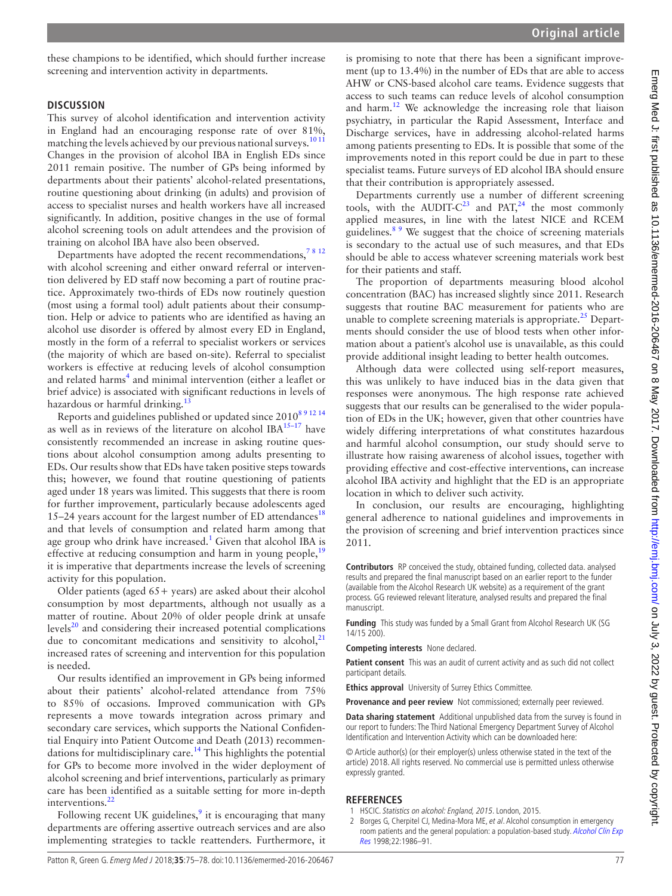these champions to be identified, which should further increase screening and intervention activity in departments.

## DISCUSSION

This survey of alcohol identification and intervention activity in England had an encouraging response rate of over 81%, matching the levels achieved by our previous national surveys.[10 11] Changes in the provision of alcohol IBA in English EDs since 2011 remain positive. The number of GPs being informed by departments about their patients' alcohol-related presentations, routine questioning about drinking (in adults) and provision of access to specialist nurses and health workers have all increased significantly. In addition, positive changes in the use of formal alcohol screening tools on adult attendees and the provision of training on alcohol IBA have also been observed.

Departments have adopted the recent recommendations,[7 8 12] with alcohol screening and either onward referral or intervention delivered by ED staff now becoming a part of routine practice. Approximately two-thirds of EDs now routinely question (most using a formal tool) adult patients about their consumption. Help or advice to patients who are identified as having an alcohol use disorder is offered by almost every ED in England, mostly in the form of a referral to specialist workers or services (the majority of which are based on-site). Referral to specialist workers is effective at reducing levels of alcohol consumption and related harms[4] and minimal intervention (either a leaflet or brief advice) is associated with significant reductions in levels of hazardous or harmful drinking.[13]

Reports and guidelines published or updated since 2010[8 9 12 14] as well as in reviews of the literature on alcohol IBA[15–17] have consistently recommended an increase in asking routine questions about alcohol consumption among adults presenting to EDs. Our results show that EDs have taken positive steps towards this; however, we found that routine questioning of patients aged under 18 years was limited. This suggests that there is room for further improvement, particularly because adolescents aged 15–24 years account for the largest number of ED attendances[18] and that levels of consumption and related harm among that age group who drink have increased.[1] Given that alcohol IBA is effective at reducing consumption and harm in young people,[19] it is imperative that departments increase the levels of screening activity for this population.

Older patients (aged 65+ years) are asked about their alcohol consumption by most departments, although not usually as a matter of routine. About 20% of older people drink at unsafe levels[20] and considering their increased potential complications due to concomitant medications and sensitivity to alcohol,[21] increased rates of screening and intervention for this population is needed.

Our results identified an improvement in GPs being informed about their patients' alcohol-related attendance from 75% to 85% of occasions. Improved communication with GPs represents a move towards integration across primary and secondary care services, which supports the National Confidential Enquiry into Patient Outcome and Death (2013) recommendations for multidisciplinary care.[14] This highlights the potential for GPs to become more involved in the wider deployment of alcohol screening and brief interventions, particularly as primary care has been identified as a suitable setting for more in-depth interventions.[22]

Following recent UK guidelines,[9] it is encouraging that many departments are offering assertive outreach services and are also implementing strategies to tackle reattenders. Furthermore, it is promising to note that there has been a significant improvement (up to 13.4%) in the number of EDs that are able to access AHW or CNS-based alcohol care teams. Evidence suggests that access to such teams can reduce levels of alcohol consumption and harm.[12] We acknowledge the increasing role that liaison psychiatry, in particular the Rapid Assessment, Interface and Discharge services, have in addressing alcohol-related harms among patients presenting to EDs. It is possible that some of the improvements noted in this report could be due in part to these specialist teams. Future surveys of ED alcohol IBA should ensure that their contribution is appropriately assessed.

Departments currently use a number of different screening tools, with the AUDIT-C[23] and PAT,[24] the most commonly applied measures, in line with the latest NICE and RCEM guidelines.[8 9] We suggest that the choice of screening materials is secondary to the actual use of such measures, and that EDs should be able to access whatever screening materials work best for their patients and staff.

The proportion of departments measuring blood alcohol concentration (BAC) has increased slightly since 2011. Research suggests that routine BAC measurement for patients who are unable to complete screening materials is appropriate.[25] Departments should consider the use of blood tests when other information about a patient's alcohol use is unavailable, as this could provide additional insight leading to better health outcomes.

Although data were collected using self-report measures, this was unlikely to have induced bias in the data given that responses were anonymous. The high response rate achieved suggests that our results can be generalised to the wider population of EDs in the UK; however, given that other countries have widely differing interpretations of what constitutes hazardous and harmful alcohol consumption, our study should serve to illustrate how raising awareness of alcohol issues, together with providing effective and cost-effective interventions, can increase alcohol IBA activity and highlight that the ED is an appropriate location in which to deliver such activity.

In conclusion, our results are encouraging, highlighting general adherence to national guidelines and improvements in the provision of screening and brief intervention practices since 2011.

**Contributors** RP conceived the study, obtained funding, collected data. analysed results and prepared the final manuscript based on an earlier report to the funder (available from the Alcohol Research UK website) as a requirement of the grant process. GG reviewed relevant literature, analysed results and prepared the final manuscript.

**Funding** This study was funded by a Small Grant from Alcohol Research UK (SG 14/15 200).

**Competing interests** None declared.

**Patient consent** This was an audit of current activity and as such did not collect participant details.

**Ethics approval** University of Surrey Ethics Committee.

**Provenance and peer review** Not commissioned; externally peer reviewed.

**Data sharing statement** Additional unpublished data from the survey is found in our report to funders: The Third National Emergency Department Survey of Alcohol Identification and Intervention Activity which can be downloaded here:

© Article author(s) (or their employer(s) unless otherwise stated in the text of the article) 2018. All rights reserved. No commercial use is permitted unless otherwise expressly granted.

## REFERENCES

1. HSCIC. *Statistics on alcohol: England, 2015*. London, 2015.
2. Borges G, Cherpitel CJ, Medina-Mora ME, *et al*. Alcohol consumption in emergency room patients and the general population: a population-based study. *Alcohol Clin Exp Res* 1998;22:1986–91.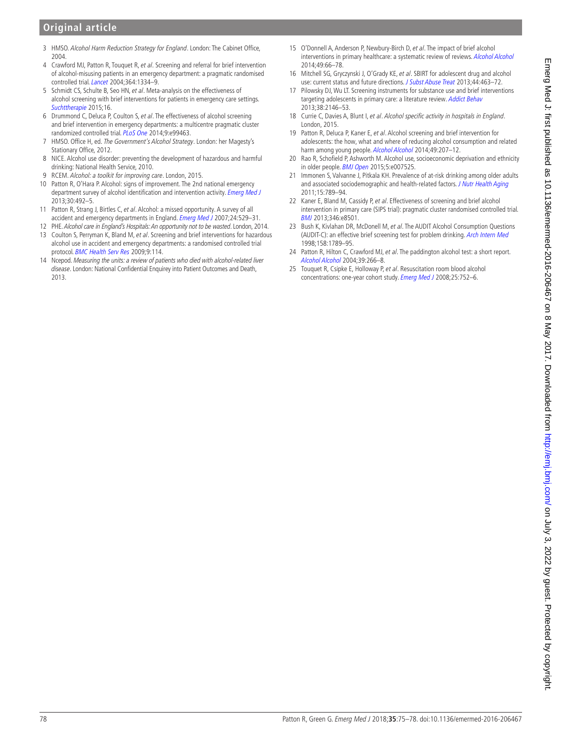3. HMSO. *Alcohol Harm Reduction Strategy for England*. London: The Cabinet Office, 2004.
4. Crawford MJ, Patton R, Touquet R, *et al*. Screening and referral for brief intervention of alcohol-misusing patients in an emergency department: a pragmatic randomised controlled trial. *Lancet* 2004;364:1334–9.
5. Schmidt CS, Schulte B, Seo HN, *et al*. Meta-analysis on the effectiveness of alcohol screening with brief interventions for patients in emergency care settings. *Suchttherapie* 2015;16.
6. Drummond C, Deluca P, Coulton S, *et al*. The effectiveness of alcohol screening and brief intervention in emergency departments: a multicentre pragmatic cluster randomized controlled trial. *PLoS One* 2014;9:e99463.
7. HMSO. Office H, ed. *The Government's Alcohol Strategy*. London: her Magesty's Stationary Office, 2012.
8. NICE. Alcohol use disorder: preventing the development of hazardous and harmful drinking: National Health Service, 2010.
9. RCEM. *Alcohol: a toolkit for improving care*. London, 2015.
10. Patton R, O'Hara P. Alcohol: signs of improvement. The 2nd national emergency department survey of alcohol identification and intervention activity. *Emerg Med J* 2013;30:492–5.
11. Patton R, Strang J, Birtles C, *et al*. Alcohol: a missed opportunity. A survey of all accident and emergency departments in England. *Emerg Med J* 2007;24:529–31.
12. PHE. *Alcohol care in England's Hospitals: An opportunity not to be wasted*. London, 2014.
13. Coulton S, Perryman K, Bland M, *et al*. Screening and brief interventions for hazardous alcohol use in accident and emergency departments: a randomised controlled trial protocol. *BMC Health Serv Res* 2009;9:114.
14. Ncepod. *Measuring the units: a review of patients who died with alcohol-related liver disease*. London: National Confidential Enquiry into Patient Outcomes and Death, 2013.
15. O'Donnell A, Anderson P, Newbury-Birch D, *et al*. The impact of brief alcohol interventions in primary healthcare: a systematic review of reviews. *Alcohol Alcohol* 2014;49:66–78.
16. Mitchell SG, Gryczynski J, O'Grady KE, *et al*. SBIRT for adolescent drug and alcohol use: current status and future directions. *J Subst Abuse Treat* 2013;44:463–72.
17. Pilowsky DJ, Wu LT. Screening instruments for substance use and brief interventions targeting adolescents in primary care: a literature review. *Addict Behav* 2013;38:2146–53.
18. Currie C, Davies A, Blunt I, *et al*. *Alcohol specific activity in hospitals in England*. London, 2015.
19. Patton R, Deluca P, Kaner E, *et al*. Alcohol screening and brief intervention for adolescents: the how, what and where of reducing alcohol consumption and related harm among young people. *Alcohol Alcohol* 2014;49:207–12.
20. Rao R, Schofield P, Ashworth M. Alcohol use, socioeconomic deprivation and ethnicity in older people. *BMJ Open* 2015;5:e007525.
21. Immonen S, Valvanne J, Pitkala KH. Prevalence of at-risk drinking among older adults and associated sociodemographic and health-related factors. *J Nutr Health Aging* 2011;15:789–94.
22. Kaner E, Bland M, Cassidy P, *et al*. Effectiveness of screening and brief alcohol intervention in primary care (SIPS trial): pragmatic cluster randomised controlled trial. *BMJ* 2013;346:e8501.
23. Bush K, Kivlahan DR, McDonell M, *et al*. The AUDIT Alcohol Consumption Questions (AUDIT-C): an effective brief screening test for problem drinking. *Arch Intern Med* 1998;158:1789–95.
24. Patton R, Hilton C, Crawford MJ, *et al*. The paddington alcohol test: a short report. *Alcohol Alcohol* 2004;39:266–8.
25. Touquet R, Csipke E, Holloway P, *et al*. Resuscitation room blood alcohol concentrations: one-year cohort study. *Emerg Med J* 2008;25:752–6.